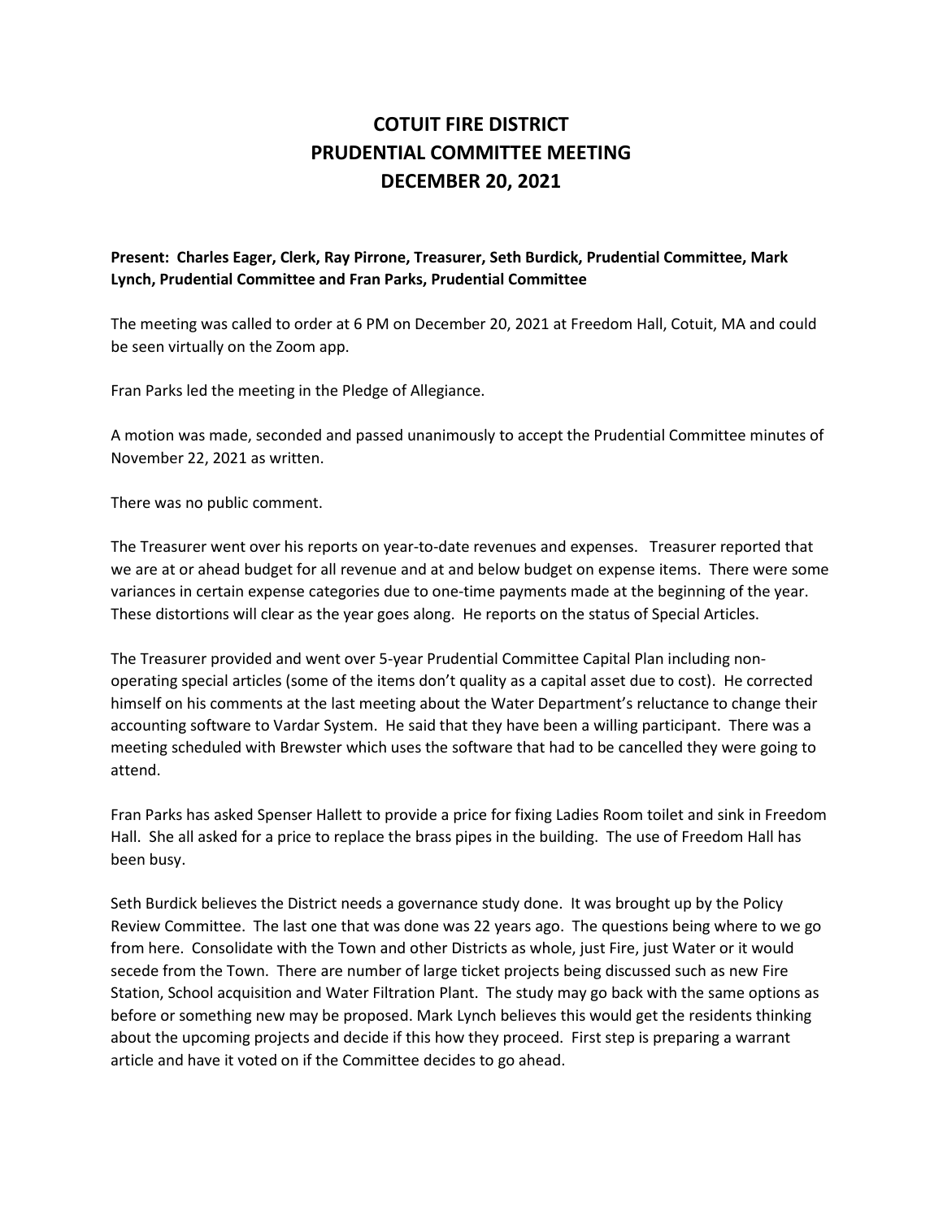# COTUIT FIRE DISTRICT
# PRUDENTIAL COMMITTEE MEETING
# DECEMBER 20, 2021

**Present: Charles Eager, Clerk, Ray Pirrone, Treasurer, Seth Burdick, Prudential Committee, Mark Lynch, Prudential Committee and Fran Parks, Prudential Committee**

The meeting was called to order at 6 PM on December 20, 2021 at Freedom Hall, Cotuit, MA and could be seen virtually on the Zoom app.

Fran Parks led the meeting in the Pledge of Allegiance.

A motion was made, seconded and passed unanimously to accept the Prudential Committee minutes of November 22, 2021 as written.

There was no public comment.

The Treasurer went over his reports on year-to-date revenues and expenses. Treasurer reported that we are at or ahead budget for all revenue and at and below budget on expense items. There were some variances in certain expense categories due to one-time payments made at the beginning of the year. These distortions will clear as the year goes along. He reports on the status of Special Articles.

The Treasurer provided and went over 5-year Prudential Committee Capital Plan including non-operating special articles (some of the items don't quality as a capital asset due to cost). He corrected himself on his comments at the last meeting about the Water Department's reluctance to change their accounting software to Vardar System. He said that they have been a willing participant. There was a meeting scheduled with Brewster which uses the software that had to be cancelled they were going to attend.

Fran Parks has asked Spenser Hallett to provide a price for fixing Ladies Room toilet and sink in Freedom Hall. She all asked for a price to replace the brass pipes in the building. The use of Freedom Hall has been busy.

Seth Burdick believes the District needs a governance study done. It was brought up by the Policy Review Committee. The last one that was done was 22 years ago. The questions being where to we go from here. Consolidate with the Town and other Districts as whole, just Fire, just Water or it would secede from the Town. There are number of large ticket projects being discussed such as new Fire Station, School acquisition and Water Filtration Plant. The study may go back with the same options as before or something new may be proposed. Mark Lynch believes this would get the residents thinking about the upcoming projects and decide if this how they proceed. First step is preparing a warrant article and have it voted on if the Committee decides to go ahead.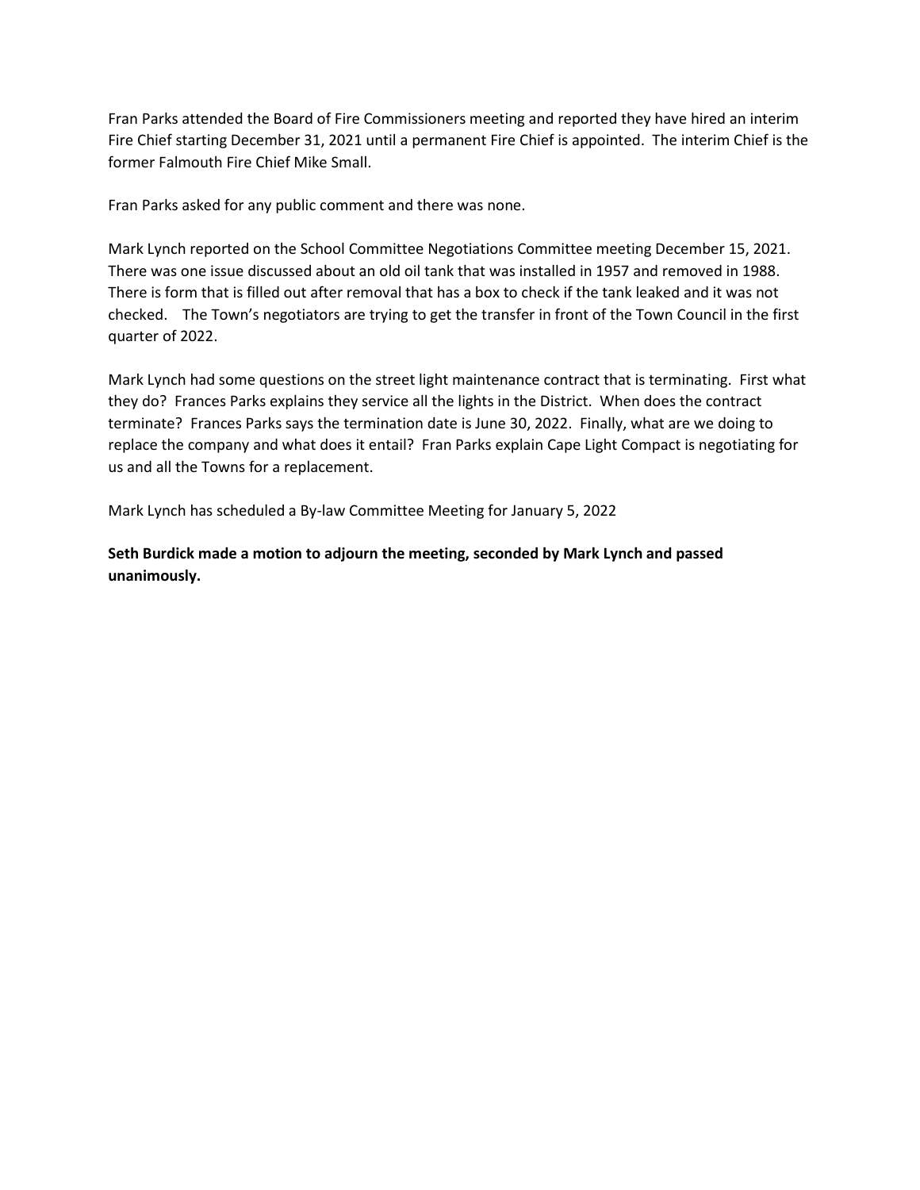Fran Parks attended the Board of Fire Commissioners meeting and reported they have hired an interim Fire Chief starting December 31, 2021 until a permanent Fire Chief is appointed. The interim Chief is the former Falmouth Fire Chief Mike Small.

Fran Parks asked for any public comment and there was none.

Mark Lynch reported on the School Committee Negotiations Committee meeting December 15, 2021. There was one issue discussed about an old oil tank that was installed in 1957 and removed in 1988. There is form that is filled out after removal that has a box to check if the tank leaked and it was not checked. The Town's negotiators are trying to get the transfer in front of the Town Council in the first quarter of 2022.

Mark Lynch had some questions on the street light maintenance contract that is terminating. First what they do? Frances Parks explains they service all the lights in the District. When does the contract terminate? Frances Parks says the termination date is June 30, 2022. Finally, what are we doing to replace the company and what does it entail? Fran Parks explain Cape Light Compact is negotiating for us and all the Towns for a replacement.

Mark Lynch has scheduled a By-law Committee Meeting for January 5, 2022

**Seth Burdick made a motion to adjourn the meeting, seconded by Mark Lynch and passed unanimously.**